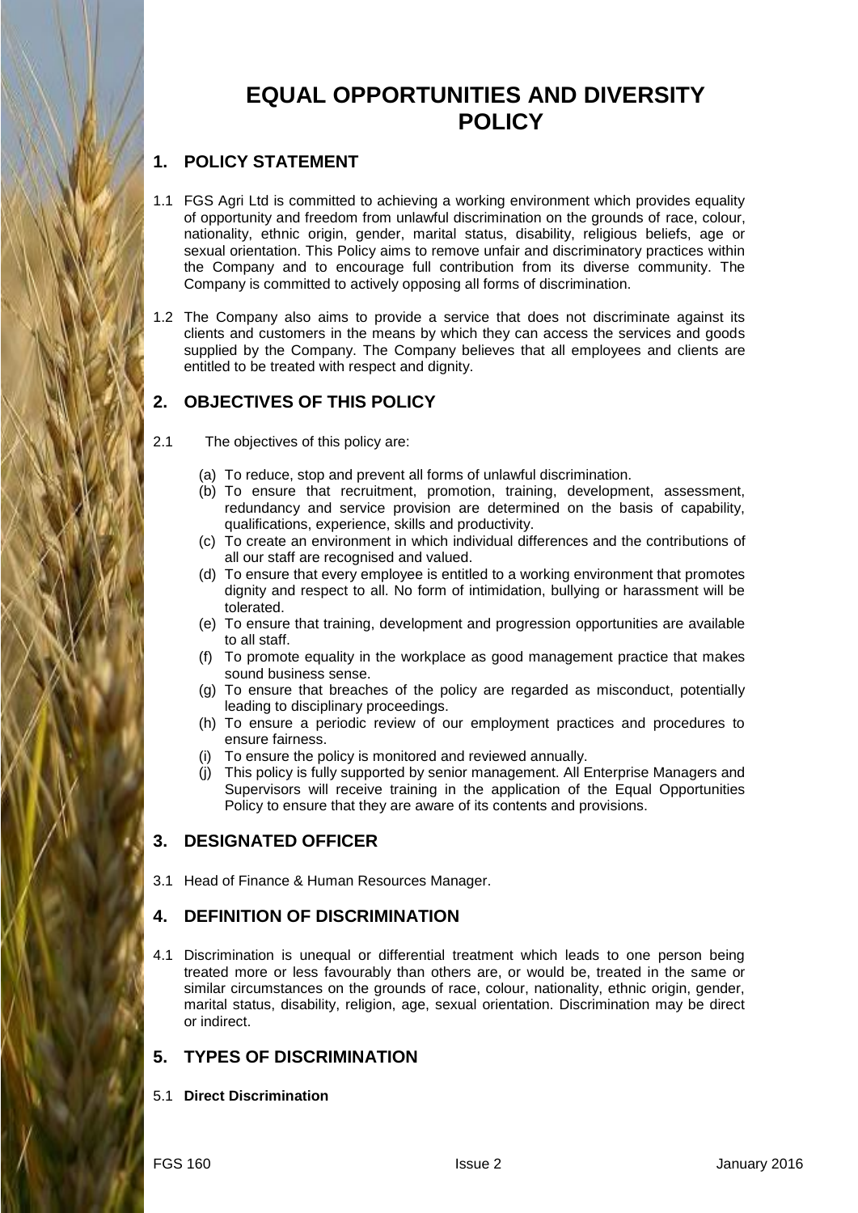# EQUAL OPPORTUNITIES AND DIVERSITY POLICY

## 1. POLICY STATEMENT

1.1 FGS Agri Ltd is committed to achieving a working environment which provides equality of opportunity and freedom from unlawful discrimination on the grounds of race, colour, nationality, ethnic origin, gender, marital status, disability, religious beliefs, age or sexual orientation. This Policy aims to remove unfair and discriminatory practices within the Company and to encourage full contribution from its diverse community. The Company is committed to actively opposing all forms of discrimination.

1.2 The Company also aims to provide a service that does not discriminate against its clients and customers in the means by which they can access the services and goods supplied by the Company. The Company believes that all employees and clients are entitled to be treated with respect and dignity.

## 2. OBJECTIVES OF THIS POLICY

2.1 The objectives of this policy are:

(a) To reduce, stop and prevent all forms of unlawful discrimination.

(b) To ensure that recruitment, promotion, training, development, assessment, redundancy and service provision are determined on the basis of capability, qualifications, experience, skills and productivity.

(c) To create an environment in which individual differences and the contributions of all our staff are recognised and valued.

(d) To ensure that every employee is entitled to a working environment that promotes dignity and respect to all. No form of intimidation, bullying or harassment will be tolerated.

(e) To ensure that training, development and progression opportunities are available to all staff.

(f) To promote equality in the workplace as good management practice that makes sound business sense.

(g) To ensure that breaches of the policy are regarded as misconduct, potentially leading to disciplinary proceedings.

(h) To ensure a periodic review of our employment practices and procedures to ensure fairness.

(i) To ensure the policy is monitored and reviewed annually.

(j) This policy is fully supported by senior management. All Enterprise Managers and Supervisors will receive training in the application of the Equal Opportunities Policy to ensure that they are aware of its contents and provisions.

## 3. DESIGNATED OFFICER

3.1 Head of Finance & Human Resources Manager.

## 4. DEFINITION OF DISCRIMINATION

4.1 Discrimination is unequal or differential treatment which leads to one person being treated more or less favourably than others are, or would be, treated in the same or similar circumstances on the grounds of race, colour, nationality, ethnic origin, gender, marital status, disability, religion, age, sexual orientation. Discrimination may be direct or indirect.

## 5. TYPES OF DISCRIMINATION

5.1 **Direct Discrimination**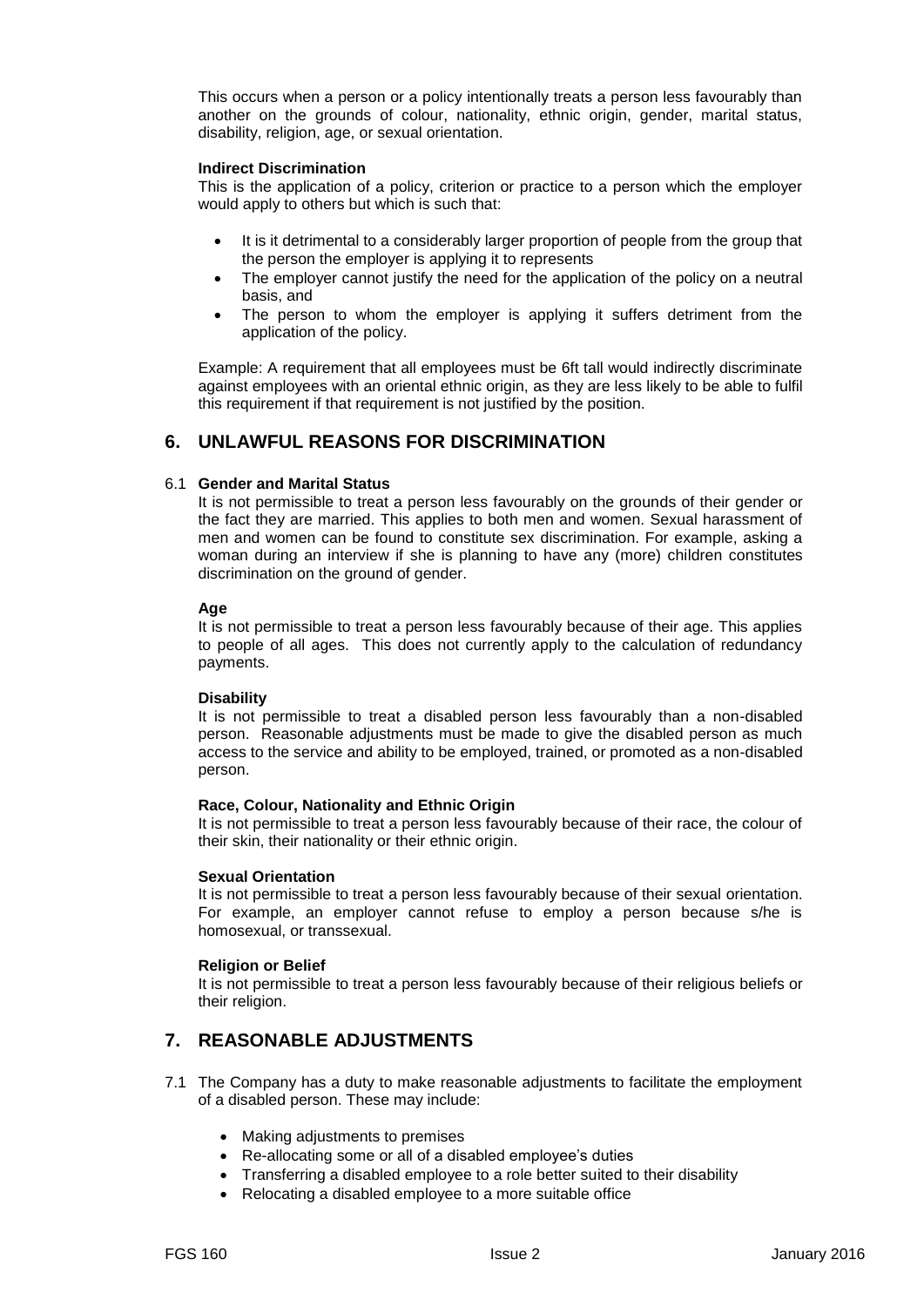This occurs when a person or a policy intentionally treats a person less favourably than another on the grounds of colour, nationality, ethnic origin, gender, marital status, disability, religion, age, or sexual orientation.

**Indirect Discrimination**

This is the application of a policy, criterion or practice to a person which the employer would apply to others but which is such that:

- It is it detrimental to a considerably larger proportion of people from the group that the person the employer is applying it to represents
- The employer cannot justify the need for the application of the policy on a neutral basis, and
- The person to whom the employer is applying it suffers detriment from the application of the policy.

Example: A requirement that all employees must be 6ft tall would indirectly discriminate against employees with an oriental ethnic origin, as they are less likely to be able to fulfil this requirement if that requirement is not justified by the position.

## 6. UNLAWFUL REASONS FOR DISCRIMINATION

6.1 **Gender and Marital Status**

It is not permissible to treat a person less favourably on the grounds of their gender or the fact they are married. This applies to both men and women. Sexual harassment of men and women can be found to constitute sex discrimination. For example, asking a woman during an interview if she is planning to have any (more) children constitutes discrimination on the ground of gender.

**Age**

It is not permissible to treat a person less favourably because of their age. This applies to people of all ages. This does not currently apply to the calculation of redundancy payments.

**Disability**

It is not permissible to treat a disabled person less favourably than a non-disabled person. Reasonable adjustments must be made to give the disabled person as much access to the service and ability to be employed, trained, or promoted as a non-disabled person.

**Race, Colour, Nationality and Ethnic Origin**

It is not permissible to treat a person less favourably because of their race, the colour of their skin, their nationality or their ethnic origin.

**Sexual Orientation**

It is not permissible to treat a person less favourably because of their sexual orientation. For example, an employer cannot refuse to employ a person because s/he is homosexual, or transsexual.

**Religion or Belief**

It is not permissible to treat a person less favourably because of their religious beliefs or their religion.

## 7. REASONABLE ADJUSTMENTS

7.1 The Company has a duty to make reasonable adjustments to facilitate the employment of a disabled person. These may include:

- Making adjustments to premises
- Re-allocating some or all of a disabled employee's duties
- Transferring a disabled employee to a role better suited to their disability
- Relocating a disabled employee to a more suitable office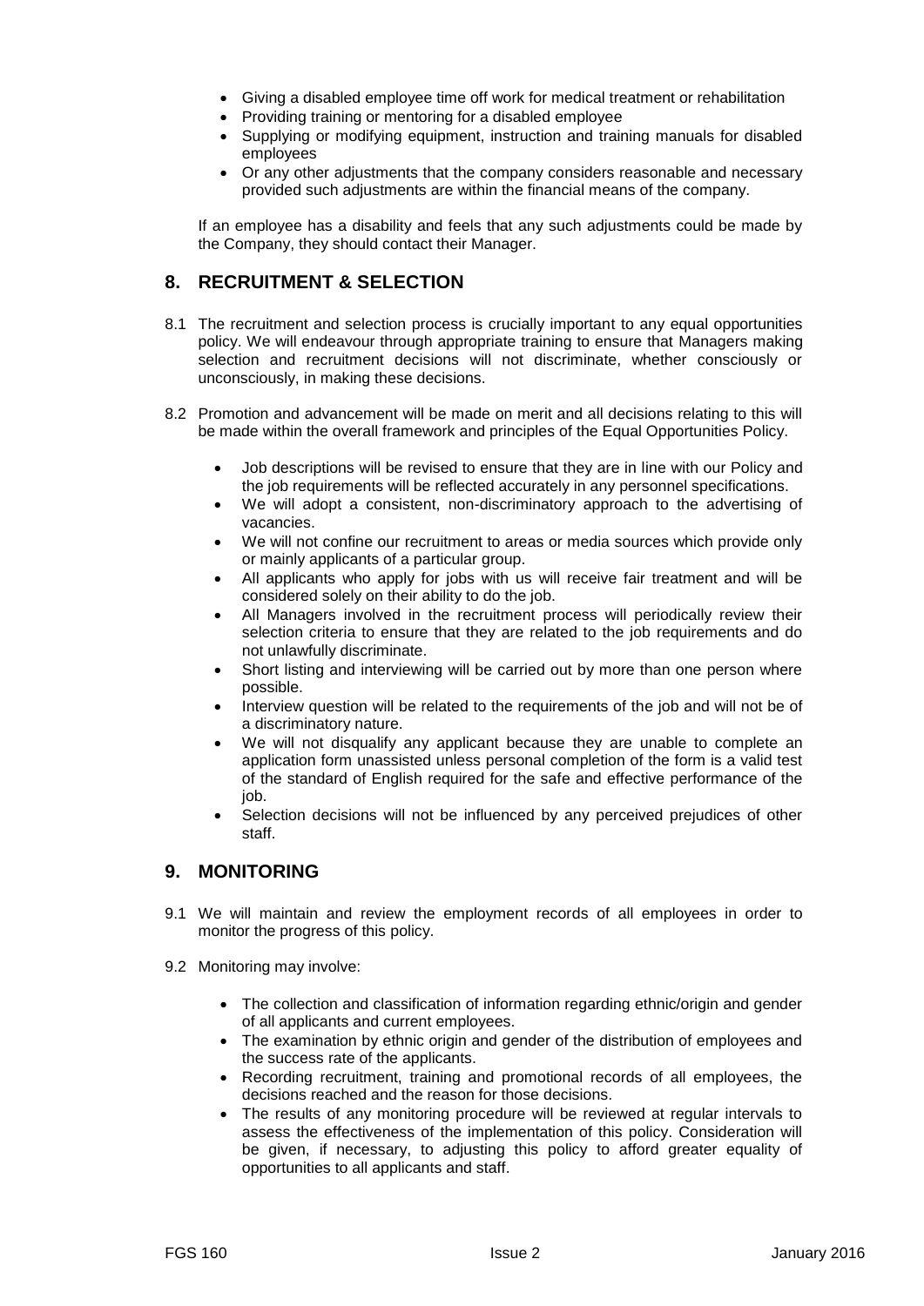- Giving a disabled employee time off work for medical treatment or rehabilitation
- Providing training or mentoring for a disabled employee
- Supplying or modifying equipment, instruction and training manuals for disabled employees
- Or any other adjustments that the company considers reasonable and necessary provided such adjustments are within the financial means of the company.

If an employee has a disability and feels that any such adjustments could be made by the Company, they should contact their Manager.

## 8. RECRUITMENT & SELECTION

8.1 The recruitment and selection process is crucially important to any equal opportunities policy. We will endeavour through appropriate training to ensure that Managers making selection and recruitment decisions will not discriminate, whether consciously or unconsciously, in making these decisions.

8.2 Promotion and advancement will be made on merit and all decisions relating to this will be made within the overall framework and principles of the Equal Opportunities Policy.

- Job descriptions will be revised to ensure that they are in line with our Policy and the job requirements will be reflected accurately in any personnel specifications.
- We will adopt a consistent, non-discriminatory approach to the advertising of vacancies.
- We will not confine our recruitment to areas or media sources which provide only or mainly applicants of a particular group.
- All applicants who apply for jobs with us will receive fair treatment and will be considered solely on their ability to do the job.
- All Managers involved in the recruitment process will periodically review their selection criteria to ensure that they are related to the job requirements and do not unlawfully discriminate.
- Short listing and interviewing will be carried out by more than one person where possible.
- Interview question will be related to the requirements of the job and will not be of a discriminatory nature.
- We will not disqualify any applicant because they are unable to complete an application form unassisted unless personal completion of the form is a valid test of the standard of English required for the safe and effective performance of the job.
- Selection decisions will not be influenced by any perceived prejudices of other staff.

## 9. MONITORING

9.1 We will maintain and review the employment records of all employees in order to monitor the progress of this policy.

9.2 Monitoring may involve:

- The collection and classification of information regarding ethnic/origin and gender of all applicants and current employees.
- The examination by ethnic origin and gender of the distribution of employees and the success rate of the applicants.
- Recording recruitment, training and promotional records of all employees, the decisions reached and the reason for those decisions.
- The results of any monitoring procedure will be reviewed at regular intervals to assess the effectiveness of the implementation of this policy. Consideration will be given, if necessary, to adjusting this policy to afford greater equality of opportunities to all applicants and staff.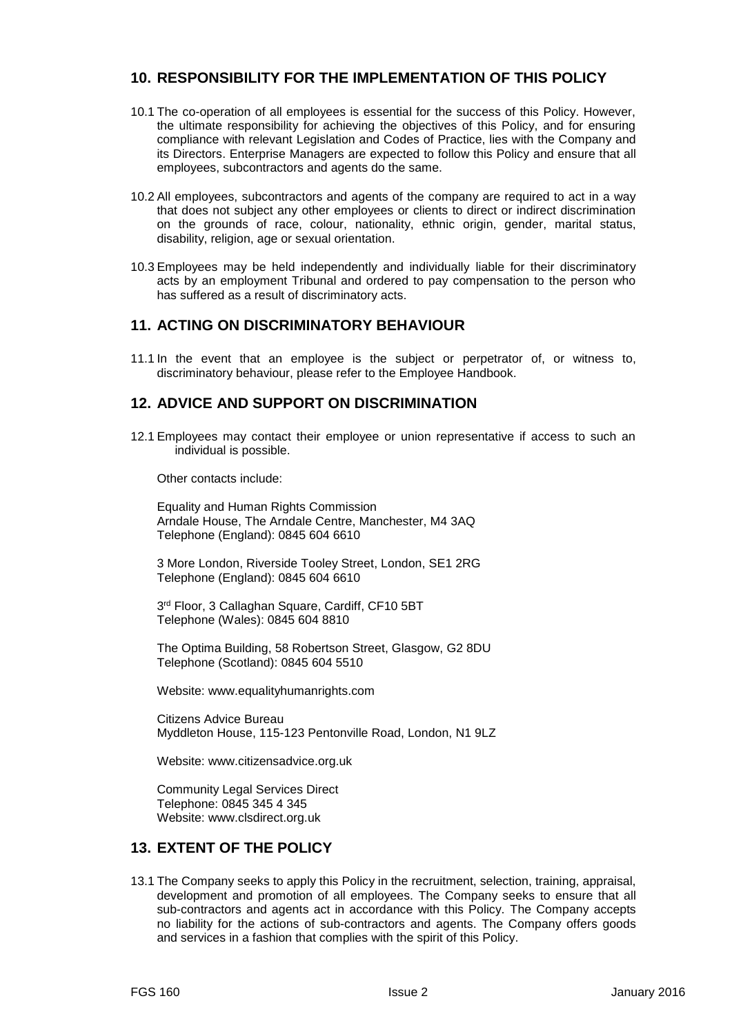## 10. RESPONSIBILITY FOR THE IMPLEMENTATION OF THIS POLICY

10.1 The co-operation of all employees is essential for the success of this Policy. However, the ultimate responsibility for achieving the objectives of this Policy, and for ensuring compliance with relevant Legislation and Codes of Practice, lies with the Company and its Directors. Enterprise Managers are expected to follow this Policy and ensure that all employees, subcontractors and agents do the same.

10.2 All employees, subcontractors and agents of the company are required to act in a way that does not subject any other employees or clients to direct or indirect discrimination on the grounds of race, colour, nationality, ethnic origin, gender, marital status, disability, religion, age or sexual orientation.

10.3 Employees may be held independently and individually liable for their discriminatory acts by an employment Tribunal and ordered to pay compensation to the person who has suffered as a result of discriminatory acts.

## 11. ACTING ON DISCRIMINATORY BEHAVIOUR

11.1 In the event that an employee is the subject or perpetrator of, or witness to, discriminatory behaviour, please refer to the Employee Handbook.

## 12. ADVICE AND SUPPORT ON DISCRIMINATION

12.1 Employees may contact their employee or union representative if access to such an individual is possible.

Other contacts include:

Equality and Human Rights Commission
Arndale House, The Arndale Centre, Manchester, M4 3AQ
Telephone (England): 0845 604 6610

3 More London, Riverside Tooley Street, London, SE1 2RG
Telephone (England): 0845 604 6610

3rd Floor, 3 Callaghan Square, Cardiff, CF10 5BT
Telephone (Wales): 0845 604 8810

The Optima Building, 58 Robertson Street, Glasgow, G2 8DU
Telephone (Scotland): 0845 604 5510

Website: www.equalityhumanrights.com

Citizens Advice Bureau
Myddleton House, 115-123 Pentonville Road, London, N1 9LZ

Website: www.citizensadvice.org.uk

Community Legal Services Direct
Telephone: 0845 345 4 345
Website: www.clsdirect.org.uk

## 13. EXTENT OF THE POLICY

13.1 The Company seeks to apply this Policy in the recruitment, selection, training, appraisal, development and promotion of all employees. The Company seeks to ensure that all sub-contractors and agents act in accordance with this Policy. The Company accepts no liability for the actions of sub-contractors and agents. The Company offers goods and services in a fashion that complies with the spirit of this Policy.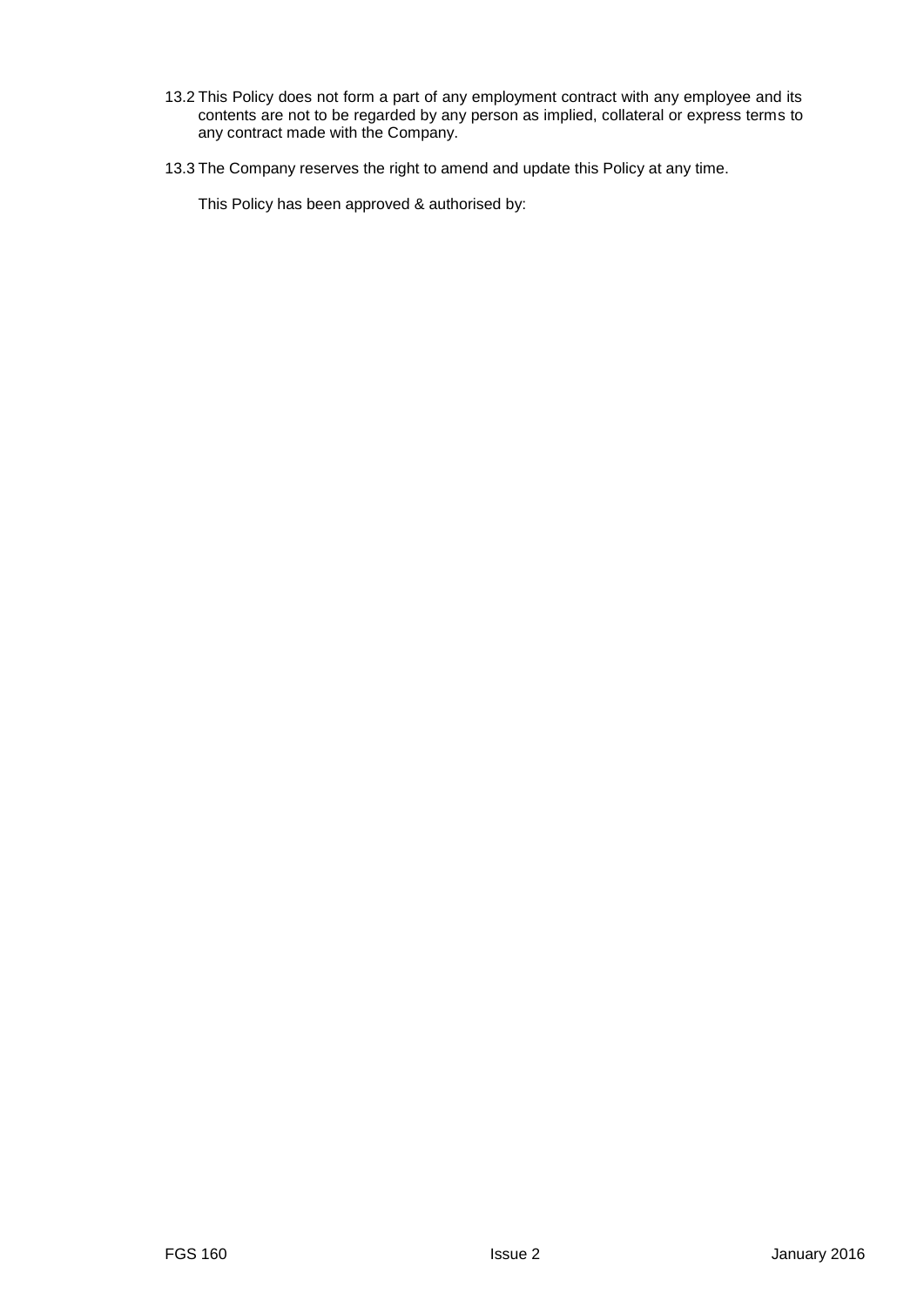13.2 This Policy does not form a part of any employment contract with any employee and its contents are not to be regarded by any person as implied, collateral or express terms to any contract made with the Company.

13.3 The Company reserves the right to amend and update this Policy at any time.

This Policy has been approved & authorised by: